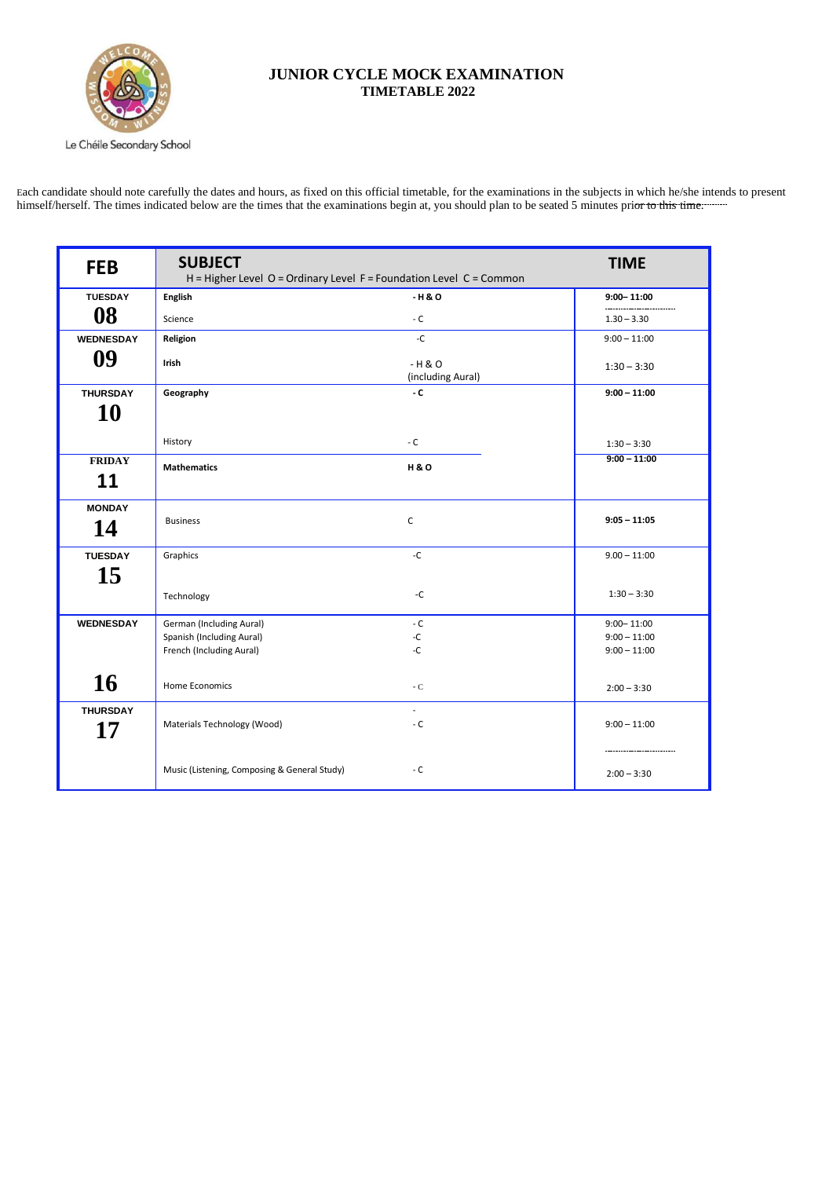Le Chéile Secondary School

# JUNIOR CYCLE MOCK EXAMINATION
## TIMETABLE 2022

Each candidate should note carefully the dates and hours, as fixed on this official timetable, for the examinations in the subjects in which he/she intends to present himself/herself. The times indicated below are the times that the examinations begin at, you should plan to be seated 5 minutes prior to this time.

| FEB | SUBJECT<br>H = Higher Level O = Ordinary Level F = Foundation Level C = Common | | TIME |
|---|---|---|---|
| TUESDAY 08 | **English** | **- H & O** | **9:00– 11:00** |
| | Science | - C | 1.30 – 3.30 |
| WEDNESDAY 09 | **Religion** | -C | 9:00 – 11:00 |
| | **Irish** | - H & O (including Aural) | 1:30 – 3:30 |
| THURSDAY 10 | **Geography** | **- C** | **9:00 – 11:00** |
| | History | - C | 1:30 – 3:30 |
| FRIDAY 11 | **Mathematics** | **H & O** | **9:00 – 11:00** |
| MONDAY 14 | Business | C | **9:05 – 11:05** |
| TUESDAY 15 | Graphics | -C | 9.00 – 11:00 |
| | Technology | -C | 1:30 – 3:30 |
| WEDNESDAY 16 | German (Including Aural) | - C | 9:00– 11:00 |
| | Spanish (Including Aural) | -C | 9:00 – 11:00 |
| | French (Including Aural) | -C | 9:00 – 11:00 |
| | Home Economics | - C | 2:00 – 3:30 |
| THURSDAY 17 | Materials Technology (Wood) | - C | 9:00 – 11:00 |
| | Music (Listening, Composing & General Study) | - C | 2:00 – 3:30 |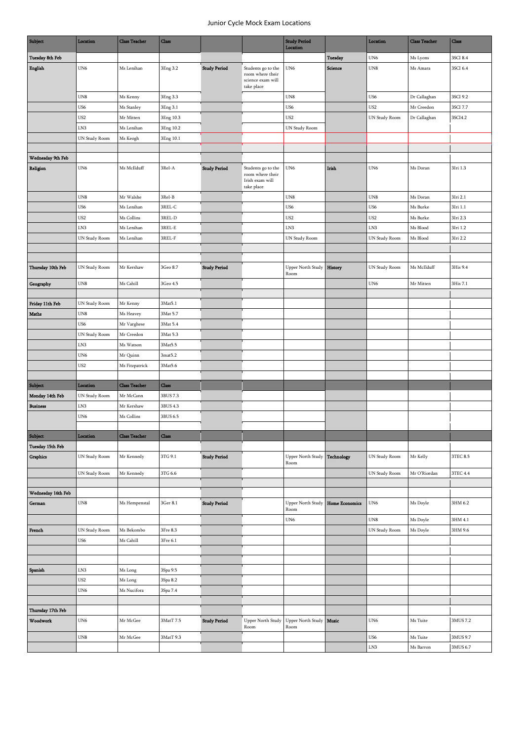# Junior Cycle Mock Exam Locations

| Subject | Location | Class Teacher | Class | | | Study Period Location | | Location | Class Teacher | Class |
|---|---|---|---|---|---|---|---|---|---|---|
| Tuesday 8th Feb | | | | | | | Tuesday | UN6 | Ms Lyons | 3SCI 8.4 |
| English | UN6 | Ms Lenihan | 3Eng 3.2 | Study Period | Students go to the room where their science exam will take place | UN6 | Science | UN8 | Ms Amara | 3SCI 6.4 |
| | UN8 | Ms Kenny | 3Eng 3.3 | | | UN8 | | US6 | Dr Callaghan | 3SCI 9.2 |
| | US6 | Ms Stanley | 3Eng 3.1 | | | US6 | | US2 | Mr Creedon | 3SCI 7.7 |
| | US2 | Mr Mitten | 3Eng 10.3 | | | US2 | | UN Study Room | Dr Callaghan | 3SCI4.2 |
| | LN3 | Ms Lenihan | 3Eng 10.2 | | | UN Study Room | | | | |
| | UN Study Room | Ms Keogh | 3Eng 10.1 | | | | | | | |
| | | | | | | | | | | |
| Wednesday 9th Feb | | | | | | | | | | |
| Religion | UN6 | Ms McIlduff | 3Rel-A | Study Period | Students go to the room where their Irish exam will take place | UN6 | Irish | UN6 | Ms Doran | 3Iri 1.3 |
| | UN8 | Mr Walshe | 3Rel-B | | | UN8 | | UN8 | Ms Doran | 3Iri 2.1 |
| | US6 | Ms Lenihan | 3REL-C | | | US6 | | US6 | Ms Burke | 3Iri 1.1 |
| | US2 | Ms Collins | 3REL-D | | | US2 | | US2 | Ms Burke | 3Iri 2.3 |
| | LN3 | Ms Lenihan | 3REL-E | | | LN3 | | LN3 | Ms Blood | 3Iri 1.2 |
| | UN Study Room | Ms Lenihan | 3REL-F | | | UN Study Room | | UN Study Room | Ms Blood | 3Iri 2.2 |
| | | | | | | | | | | |
| | | | | | | | | | | |
| Thursday 10th Feb | UN Study Room | Mr Kershaw | 3Geo 8.7 | Study Period | | Upper North Study Room | History | UN Study Room | Ms McIlduff | 3His 9.4 |
| Geography | UN8 | Ms Cahill | 3Geo 4.5 | | | | | UN6 | Mr Mitten | 3His 7.1 |
| | | | | | | | | | | |
| Friday 11th Feb | UN Study Room | Mr Kenny | 3Mat5.1 | | | | | | | |
| Maths | UN8 | Ms Heavey | 3Mat 5.7 | | | | | | | |
| | US6 | Mr Varghese | 3Mat 5.4 | | | | | | | |
| | UN Study Room | Mr Creedon | 3Mat 5.3 | | | | | | | |
| | LN3 | Ms Watson | 3Mat5.5 | | | | | | | |
| | UN6 | Mr Quinn | 3mat5.2 | | | | | | | |
| | US2 | Ms Fitzpatrick | 3Mat5.6 | | | | | | | |
| | | | | | | | | | | |
| Subject | Location | Class Teacher | Class | | | | | | | |
| Monday 14th Feb | UN Study Room | Mr McCann | 3BUS 7.3 | | | | | | | |
| Business | LN3 | Mr Kershaw | 3BUS 4.3 | | | | | | | |
| | UN6 | Ms Collins | 3BUS 6.5 | | | | | | | |
| | | | | | | | | | | |
| Subject | Location | Class Teacher | Class | | | | | | | |
| Tuesday 15th Feb | | | | | | | | | | |
| Graphics | UN Study Room | Mr Kennedy | 3TG 9.1 | Study Period | | Upper North Study Room | Technology | UN Study Room | Mr Kelly | 3TEC 8.5 |
| | UN Study Room | Mr Kennedy | 3TG 6.6 | | | | | UN Study Room | Mr O'Riordan | 3TEC 4.4 |
| | | | | | | | | | | |
| Wednesday 16th Feb | | | | | | | | | | |
| German | UN8 | Ms Hempenstal | 3Ger 8.1 | Study Period | | Upper North Study Room | Home Economics | UN6 | Ms Doyle | 3HM 6.2 |
| | | | | | | UN6 | | UN8 | Ms Doyle | 3HM 4.1 |
| French | UN Study Room | Ms Bekombo | 3Fre 8.3 | | | | | UN Study Room | Ms Doyle | 3HM 9.6 |
| | US6 | Ms Cahill | 3Fre 6.1 | | | | | | | |
| | | | | | | | | | | |
| | | | | | | | | | | |
| Spanish | LN3 | Ms Long | 3Spa 9.5 | | | | | | | |
| | US2 | Ms Long | 3Spa 8.2 | | | | | | | |
| | UN6 | Ms Nucifora | 3Spa 7.4 | | | | | | | |
| | | | | | | | | | | |
| Thursday 17th Feb | | | | | | | | | | |
| Woodwork | UN6 | Mr McGee | 3MatT 7.5 | Study Period | Upper North Study Room | Upper North Study Room | Music | UN6 | Ms Tuite | 3MUS 7.2 |
| | UN8 | Mr McGee | 3MatT 9.3 | | | | | US6 | Ms Tuite | 3MUS 9.7 |
| | | | | | | | | LN3 | Ms Barron | 3MUS 6.7 |